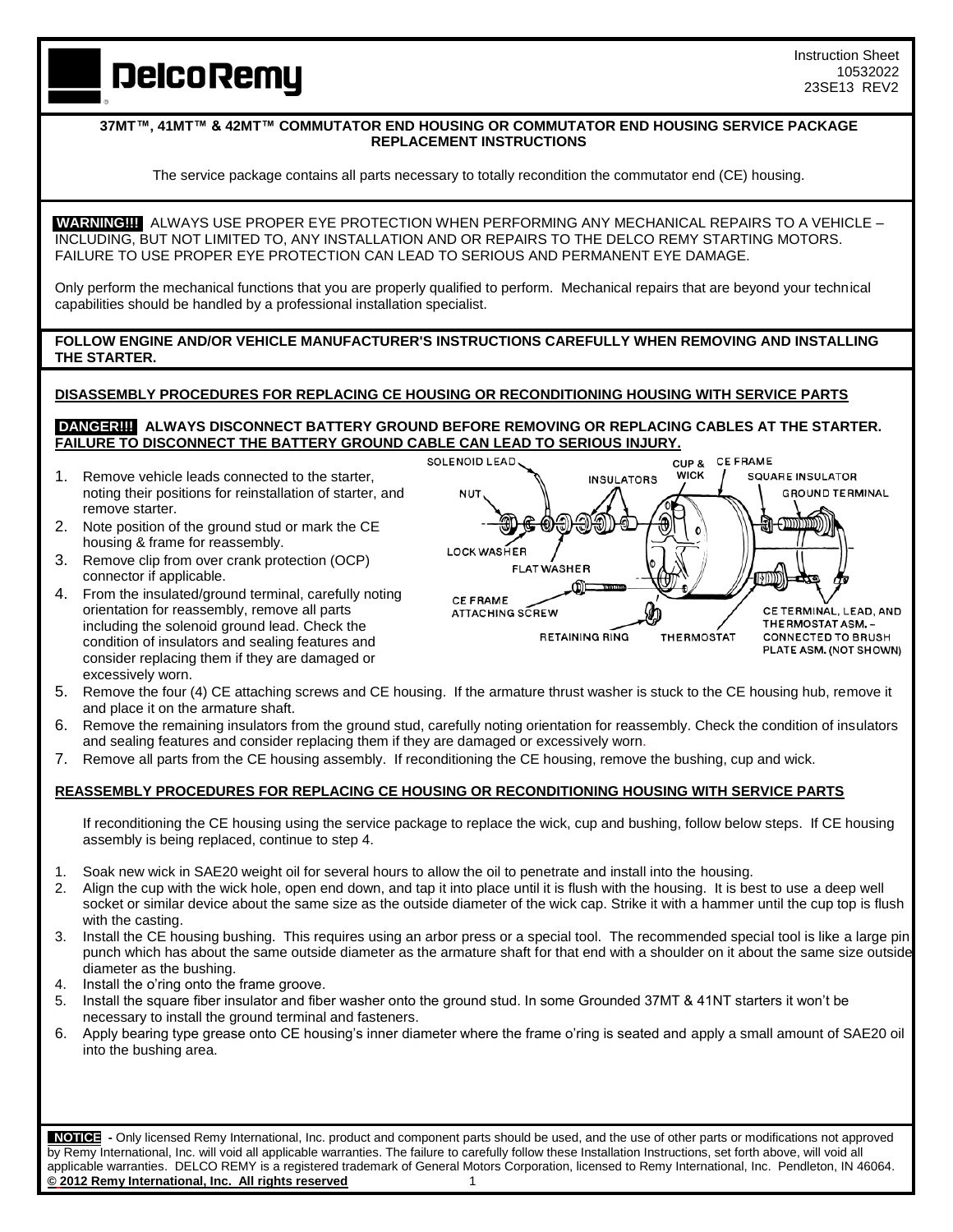DelcoRemy

Instruction Sheet
10532022
23SE13 REV2

**37MT™, 41MT™ & 42MT™ COMMUTATOR END HOUSING OR COMMUTATOR END HOUSING SERVICE PACKAGE REPLACEMENT INSTRUCTIONS**

The service package contains all parts necessary to totally recondition the commutator end (CE) housing.

**WARNING!!!** ALWAYS USE PROPER EYE PROTECTION WHEN PERFORMING ANY MECHANICAL REPAIRS TO A VEHICLE – INCLUDING, BUT NOT LIMITED TO, ANY INSTALLATION AND OR REPAIRS TO THE DELCO REMY STARTING MOTORS. FAILURE TO USE PROPER EYE PROTECTION CAN LEAD TO SERIOUS AND PERMANENT EYE DAMAGE.

Only perform the mechanical functions that you are properly qualified to perform. Mechanical repairs that are beyond your technical capabilities should be handled by a professional installation specialist.

**FOLLOW ENGINE AND/OR VEHICLE MANUFACTURER'S INSTRUCTIONS CAREFULLY WHEN REMOVING AND INSTALLING THE STARTER.**

**DISASSEMBLY PROCEDURES FOR REPLACING CE HOUSING OR RECONDITIONING HOUSING WITH SERVICE PARTS**

**DANGER!!! ALWAYS DISCONNECT BATTERY GROUND BEFORE REMOVING OR REPLACING CABLES AT THE STARTER. FAILURE TO DISCONNECT THE BATTERY GROUND CABLE CAN LEAD TO SERIOUS INJURY.**

SOLENOID LEAD
NUT
INSULATORS
CUP & WICK
CE FRAME
SQUARE INSULATOR
GROUND TERMINAL
LOCK WASHER
FLAT WASHER
CE FRAME ATTACHING SCREW
RETAINING RING
THERMOSTAT
CE TERMINAL, LEAD, AND THERMOSTAT ASM. – CONNECTED TO BRUSH PLATE ASM. (NOT SHOWN)

1. Remove vehicle leads connected to the starter, noting their positions for reinstallation of starter, and remove starter.
2. Note position of the ground stud or mark the CE housing & frame for reassembly.
3. Remove clip from over crank protection (OCP) connector if applicable.
4. From the insulated/ground terminal, carefully noting orientation for reassembly, remove all parts including the solenoid ground lead. Check the condition of insulators and sealing features and consider replacing them if they are damaged or excessively worn.
5. Remove the four (4) CE attaching screws and CE housing. If the armature thrust washer is stuck to the CE housing hub, remove it and place it on the armature shaft.
6. Remove the remaining insulators from the ground stud, carefully noting orientation for reassembly. Check the condition of insulators and sealing features and consider replacing them if they are damaged or excessively worn.
7. Remove all parts from the CE housing assembly. If reconditioning the CE housing, remove the bushing, cup and wick.

**REASSEMBLY PROCEDURES FOR REPLACING CE HOUSING OR RECONDITIONING HOUSING WITH SERVICE PARTS**

If reconditioning the CE housing using the service package to replace the wick, cup and bushing, follow below steps. If CE housing assembly is being replaced, continue to step 4.

1. Soak new wick in SAE20 weight oil for several hours to allow the oil to penetrate and install into the housing.
2. Align the cup with the wick hole, open end down, and tap it into place until it is flush with the housing. It is best to use a deep well socket or similar device about the same size as the outside diameter of the wick cap. Strike it with a hammer until the cup top is flush with the casting.
3. Install the CE housing bushing. This requires using an arbor press or a special tool. The recommended special tool is like a large pin punch which has about the same outside diameter as the armature shaft for that end with a shoulder on it about the same size outside diameter as the bushing.
4. Install the o'ring onto the frame groove.
5. Install the square fiber insulator and fiber washer onto the ground stud. In some Grounded 37MT & 41NT starters it won't be necessary to install the ground terminal and fasteners.
6. Apply bearing type grease onto CE housing's inner diameter where the frame o'ring is seated and apply a small amount of SAE20 oil into the bushing area.

**NOTICE** - Only licensed Remy International, Inc. product and component parts should be used, and the use of other parts or modifications not approved by Remy International, Inc. will void all applicable warranties. The failure to carefully follow these Installation Instructions, set forth above, will void all applicable warranties. DELCO REMY is a registered trademark of General Motors Corporation, licensed to Remy International, Inc. Pendleton, IN 46064.
**© 2012 Remy International, Inc. All rights reserved**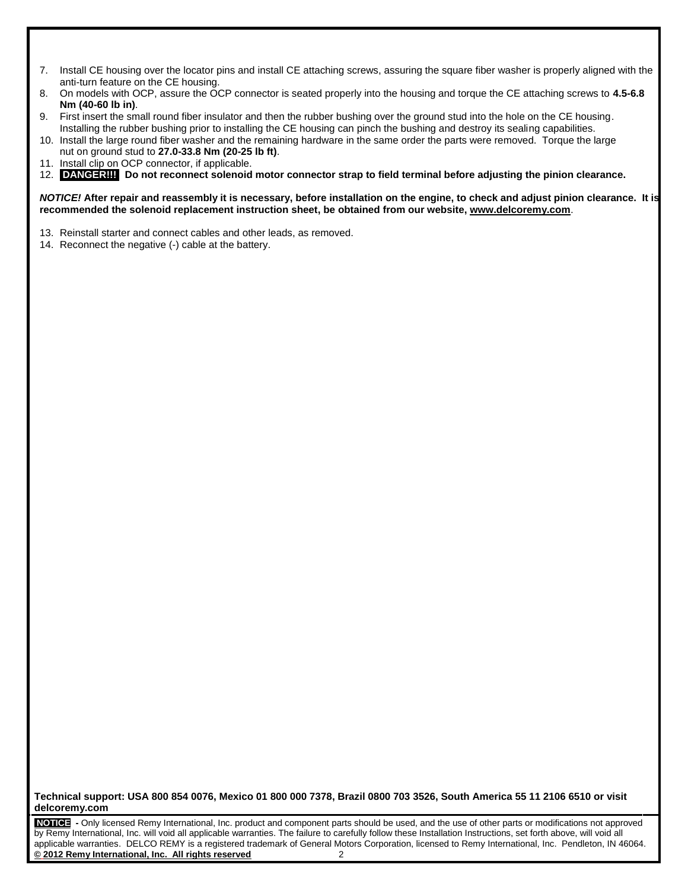7. Install CE housing over the locator pins and install CE attaching screws, assuring the square fiber washer is properly aligned with the anti-turn feature on the CE housing.
8. On models with OCP, assure the OCP connector is seated properly into the housing and torque the CE attaching screws to **4.5-6.8 Nm (40-60 lb in)**.
9. First insert the small round fiber insulator and then the rubber bushing over the ground stud into the hole on the CE housing. Installing the rubber bushing prior to installing the CE housing can pinch the bushing and destroy its sealing capabilities.
10. Install the large round fiber washer and the remaining hardware in the same order the parts were removed. Torque the large nut on ground stud to **27.0-33.8 Nm (20-25 lb ft)**.
11. Install clip on OCP connector, if applicable.
12. **DANGER!!! Do not reconnect solenoid motor connector strap to field terminal before adjusting the pinion clearance.**

***NOTICE!*** **After repair and reassembly it is necessary, before installation on the engine, to check and adjust pinion clearance. It is recommended the solenoid replacement instruction sheet, be obtained from our website, www.delcoremy.com**.

13. Reinstall starter and connect cables and other leads, as removed.
14. Reconnect the negative (-) cable at the battery.

**Technical support: USA 800 854 0076, Mexico 01 800 000 7378, Brazil 0800 703 3526, South America 55 11 2106 6510 or visit delcoremy.com**

**NOTICE -** Only licensed Remy International, Inc. product and component parts should be used, and the use of other parts or modifications not approved by Remy International, Inc. will void all applicable warranties. The failure to carefully follow these Installation Instructions, set forth above, will void all applicable warranties. DELCO REMY is a registered trademark of General Motors Corporation, licensed to Remy International, Inc. Pendleton, IN 46064.
**© 2012 Remy International, Inc. All rights reserved**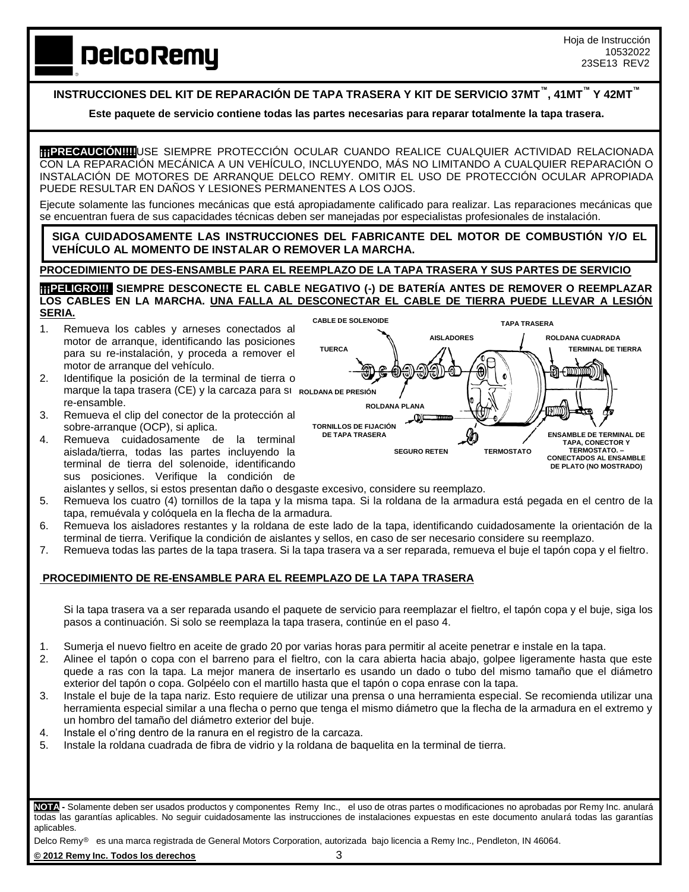Hoja de Instrucción
10532022
23SE13 REV2

# INSTRUCCIONES DEL KIT DE REPARACIÓN DE TAPA TRASERA Y KIT DE SERVICIO 37MT™, 41MT™ Y 42MT™

**Este paquete de servicio contiene todas las partes necesarias para reparar totalmente la tapa trasera.**

**¡¡¡PRECAUCIÓN!!!!** USE SIEMPRE PROTECCIÓN OCULAR CUANDO REALICE CUALQUIER ACTIVIDAD RELACIONADA CON LA REPARACIÓN MECÁNICA A UN VEHÍCULO, INCLUYENDO, MÁS NO LIMITANDO A CUALQUIER REPARACIÓN O INSTALACIÓN DE MOTORES DE ARRANQUE DELCO REMY. OMITIR EL USO DE PROTECCIÓN OCULAR APROPIADA PUEDE RESULTAR EN DAÑOS Y LESIONES PERMANENTES A LOS OJOS.

Ejecute solamente las funciones mecánicas que está apropiadamente calificado para realizar. Las reparaciones mecánicas que se encuentran fuera de sus capacidades técnicas deben ser manejadas por especialistas profesionales de instalación.

**SIGA CUIDADOSAMENTE LAS INSTRUCCIONES DEL FABRICANTE DEL MOTOR DE COMBUSTIÓN Y/O EL VEHÍCULO AL MOMENTO DE INSTALAR O REMOVER LA MARCHA.**

## PROCEDIMIENTO DE DES-ENSAMBLE PARA EL REEMPLAZO DE LA TAPA TRASERA Y SUS PARTES DE SERVICIO

**¡¡¡PELIGRO!!! SIEMPRE DESCONECTE EL CABLE NEGATIVO (-) DE BATERÍA ANTES DE REMOVER O REEMPLAZAR LOS CABLES EN LA MARCHA. UNA FALLA AL DESCONECTAR EL CABLE DE TIERRA PUEDE LLEVAR A LESIÓN SERIA.**

CABLE DE SOLENOIDE
TAPA TRASERA
AISLADORES
ROLDANA CUADRADA
TUERCA
TERMINAL DE TIERRA
ROLDANA DE PRESIÓN
ROLDANA PLANA
TORNILLOS DE FIJACIÓN DE TAPA TRASERA
SEGURO RETEN
TERMOSTATO
ENSAMBLE DE TERMINAL DE TAPA, CONECTOR Y TERMOSTATO. – CONECTADOS AL ENSAMBLE DE PLATO (NO MOSTRADO)

1. Remueva los cables y arneses conectados al motor de arranque, identificando las posiciones para su re-instalación, y proceda a remover el motor de arranque del vehículo.
2. Identifique la posición de la terminal de tierra o marque la tapa trasera (CE) y la carcaza para su re-ensamble.
3. Remueva el clip del conector de la protección al sobre-arranque (OCP), si aplica.
4. Remueva cuidadosamente de la terminal aislada/tierra, todas las partes incluyendo la terminal de tierra del solenoide, identificando sus posiciones. Verifique la condición de aislantes y sellos, si estos presentan daño o desgaste excesivo, considere su reemplazo.
5. Remueva los cuatro (4) tornillos de la tapa y la misma tapa. Si la roldana de la armadura está pegada en el centro de la tapa, remuévala y colóquela en la flecha de la armadura.
6. Remueva los aisladores restantes y la roldana de este lado de la tapa, identificando cuidadosamente la orientación de la terminal de tierra. Verifique la condición de aislantes y sellos, en caso de ser necesario considere su reemplazo.
7. Remueva todas las partes de la tapa trasera. Si la tapa trasera va a ser reparada, remueva el buje el tapón copa y el fieltro.

## PROCEDIMIENTO DE RE-ENSAMBLE PARA EL REEMPLAZO DE LA TAPA TRASERA

Si la tapa trasera va a ser reparada usando el paquete de servicio para reemplazar el fieltro, el tapón copa y el buje, siga los pasos a continuación. Si solo se reemplaza la tapa trasera, continúe en el paso 4.

1. Sumerja el nuevo fieltro en aceite de grado 20 por varias horas para permitir al aceite penetrar e instale en la tapa.
2. Alinee el tapón o copa con el barreno para el fieltro, con la cara abierta hacia abajo, golpee ligeramente hasta que este quede a ras con la tapa. La mejor manera de insertarlo es usando un dado o tubo del mismo tamaño que el diámetro exterior del tapón o copa. Golpéelo con el martillo hasta que el tapón o copa enrase con la tapa.
3. Instale el buje de la tapa nariz. Esto requiere de utilizar una prensa o una herramienta especial. Se recomienda utilizar una herramienta especial similar a una flecha o perno que tenga el mismo diámetro que la flecha de la armadura en el extremo y un hombro del tamaño del diámetro exterior del buje.
4. Instale el o'ring dentro de la ranura en el registro de la carcaza.
5. Instale la roldana cuadrada de fibra de vidrio y la roldana de baquelita en la terminal de tierra.

**NOTA** - Solamente deben ser usados productos y componentes Remy Inc., el uso de otras partes o modificaciones no aprobadas por Remy Inc. anulará todas las garantías aplicables. No seguir cuidadosamente las instrucciones de instalaciones expuestas en este documento anulará todas las garantías aplicables.

Delco Remy® es una marca registrada de General Motors Corporation, autorizada bajo licencia a Remy Inc., Pendleton, IN 46064.

**© 2012 Remy Inc. Todos los derechos**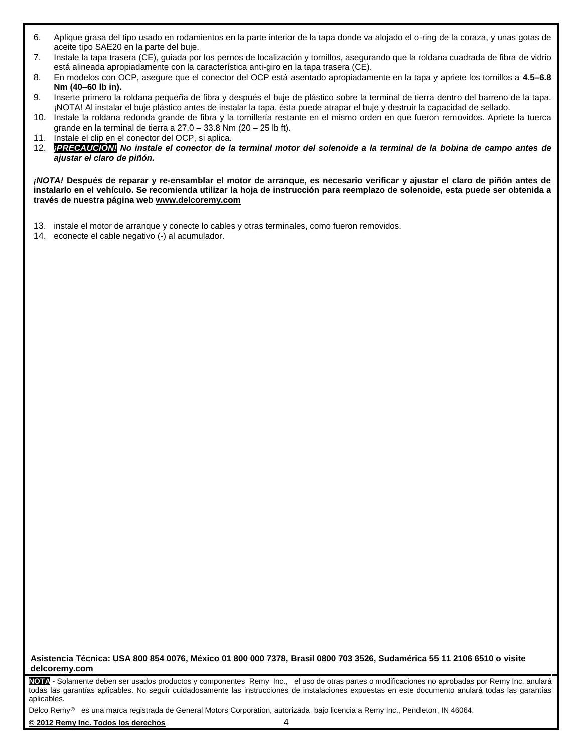6. Aplique grasa del tipo usado en rodamientos en la parte interior de la tapa donde va alojado el o-ring de la coraza, y unas gotas de aceite tipo SAE20 en la parte del buje.
7. Instale la tapa trasera (CE), guiada por los pernos de localización y tornillos, asegurando que la roldana cuadrada de fibra de vidrio está alineada apropiadamente con la característica anti-giro en la tapa trasera (CE).
8. En modelos con OCP, asegure que el conector del OCP está asentado apropiadamente en la tapa y apriete los tornillos a **4.5–6.8 Nm (40–60 lb in).**
9. Inserte primero la roldana pequeña de fibra y después el buje de plástico sobre la terminal de tierra dentro del barreno de la tapa. ¡NOTA! Al instalar el buje plástico antes de instalar la tapa, ésta puede atrapar el buje y destruir la capacidad de sellado.
10. Instale la roldana redonda grande de fibra y la tornillería restante en el mismo orden en que fueron removidos. Apriete la tuerca grande en la terminal de tierra a 27.0 – 33.8 Nm (20 – 25 lb ft).
11. Instale el clip en el conector del OCP, si aplica.
12. ***¡PRECAUCIÓN! No instale el conector de la terminal motor del solenoide a la terminal de la bobina de campo antes de ajustar el claro de piñón.***

***¡NOTA!* Después de reparar y re-ensamblar el motor de arranque, es necesario verificar y ajustar el claro de piñón antes de instalarlo en el vehículo. Se recomienda utilizar la hoja de instrucción para reemplazo de solenoide, esta puede ser obtenida a través de nuestra página web www.delcoremy.com**

13. instale el motor de arranque y conecte lo cables y otras terminales, como fueron removidos.
14. econecte el cable negativo (-) al acumulador.

**Asistencia Técnica: USA 800 854 0076, México 01 800 000 7378, Brasil 0800 703 3526, Sudamérica 55 11 2106 6510 o visite delcoremy.com**

**NOTA** - Solamente deben ser usados productos y componentes Remy Inc., el uso de otras partes o modificaciones no aprobadas por Remy Inc. anulará todas las garantías aplicables. No seguir cuidadosamente las instrucciones de instalaciones expuestas en este documento anulará todas las garantías aplicables.

Delco Remy® es una marca registrada de General Motors Corporation, autorizada bajo licencia a Remy Inc., Pendleton, IN 46064.

**© 2012 Remy Inc. Todos los derechos**